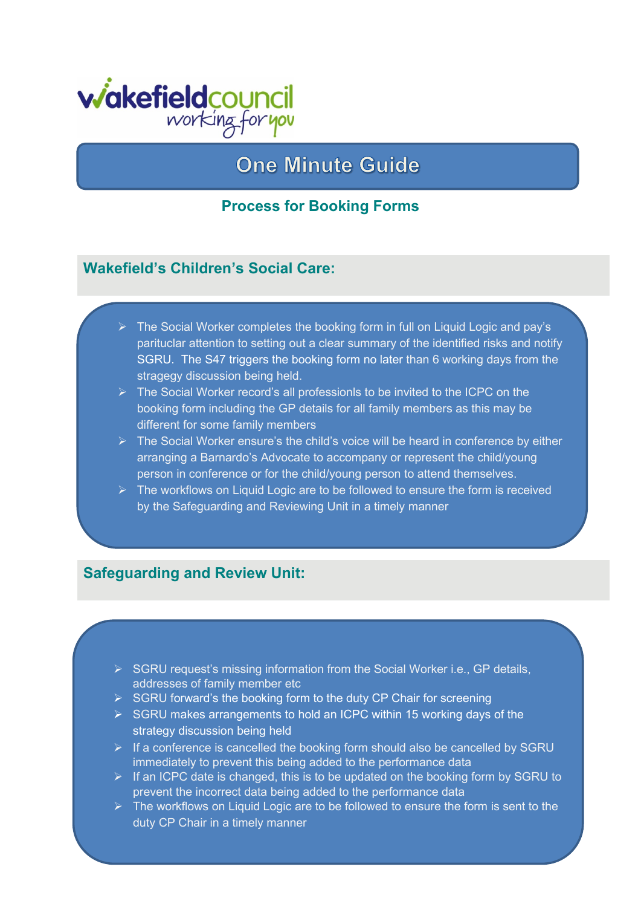wakefieldcouncil
working for you

# One Minute Guide

## Process for Booking Forms

### Wakefield's Children's Social Care:

- The Social Worker completes the booking form in full on Liquid Logic and pay's pariticular attention to setting out a clear summary of the identified risks and notify SGRU. The S47 triggers the booking form no later than 6 working days from the stragegy discussion being held.
- The Social Worker record's all professionls to be invited to the ICPC on the booking form including the GP details for all family members as this may be different for some family members
- The Social Worker ensure's the child's voice will be heard in conference by either arranging a Barnardo's Advocate to accompany or represent the child/young person in conference or for the child/young person to attend themselves.
- The workflows on Liquid Logic are to be followed to ensure the form is received by the Safeguarding and Reviewing Unit in a timely manner

### Safeguarding and Review Unit:

- SGRU request's missing information from the Social Worker i.e., GP details, addresses of family member etc
- SGRU forward's the booking form to the duty CP Chair for screening
- SGRU makes arrangements to hold an ICPC within 15 working days of the strategy discussion being held
- If a conference is cancelled the booking form should also be cancelled by SGRU immediately to prevent this being added to the performance data
- If an ICPC date is changed, this is to be updated on the booking form by SGRU to prevent the incorrect data being added to the performance data
- The workflows on Liquid Logic are to be followed to ensure the form is sent to the duty CP Chair in a timely manner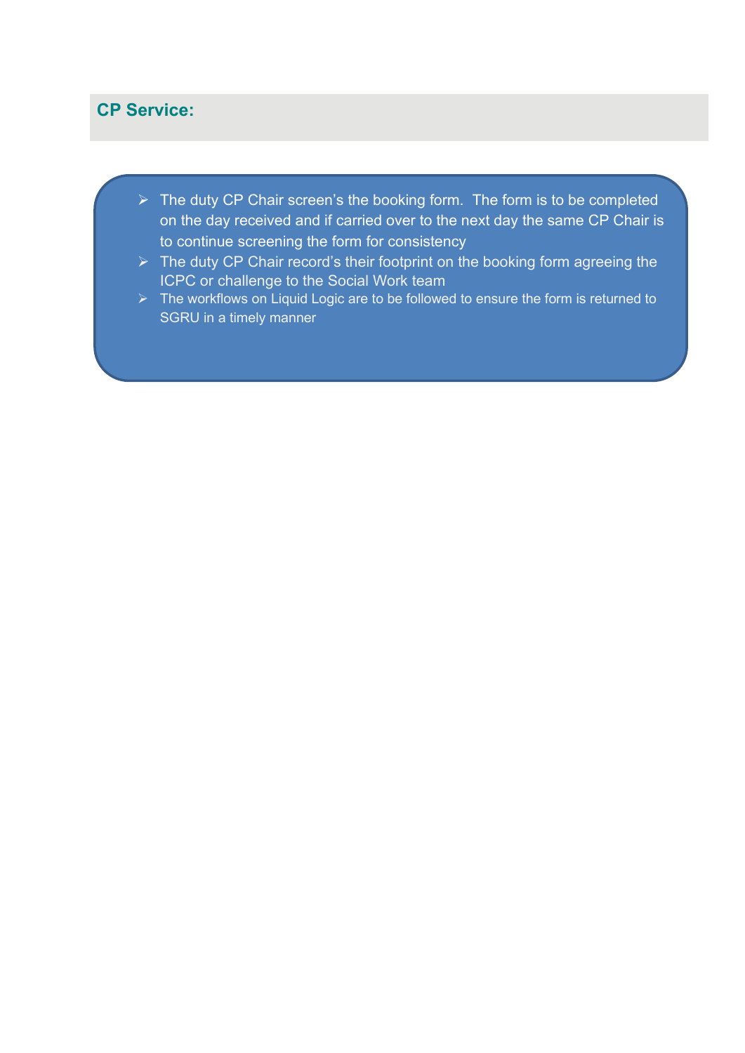## CP Service:

- The duty CP Chair screen's the booking form. The form is to be completed on the day received and if carried over to the next day the same CP Chair is to continue screening the form for consistency
- The duty CP Chair record's their footprint on the booking form agreeing the ICPC or challenge to the Social Work team
- The workflows on Liquid Logic are to be followed to ensure the form is returned to SGRU in a timely manner